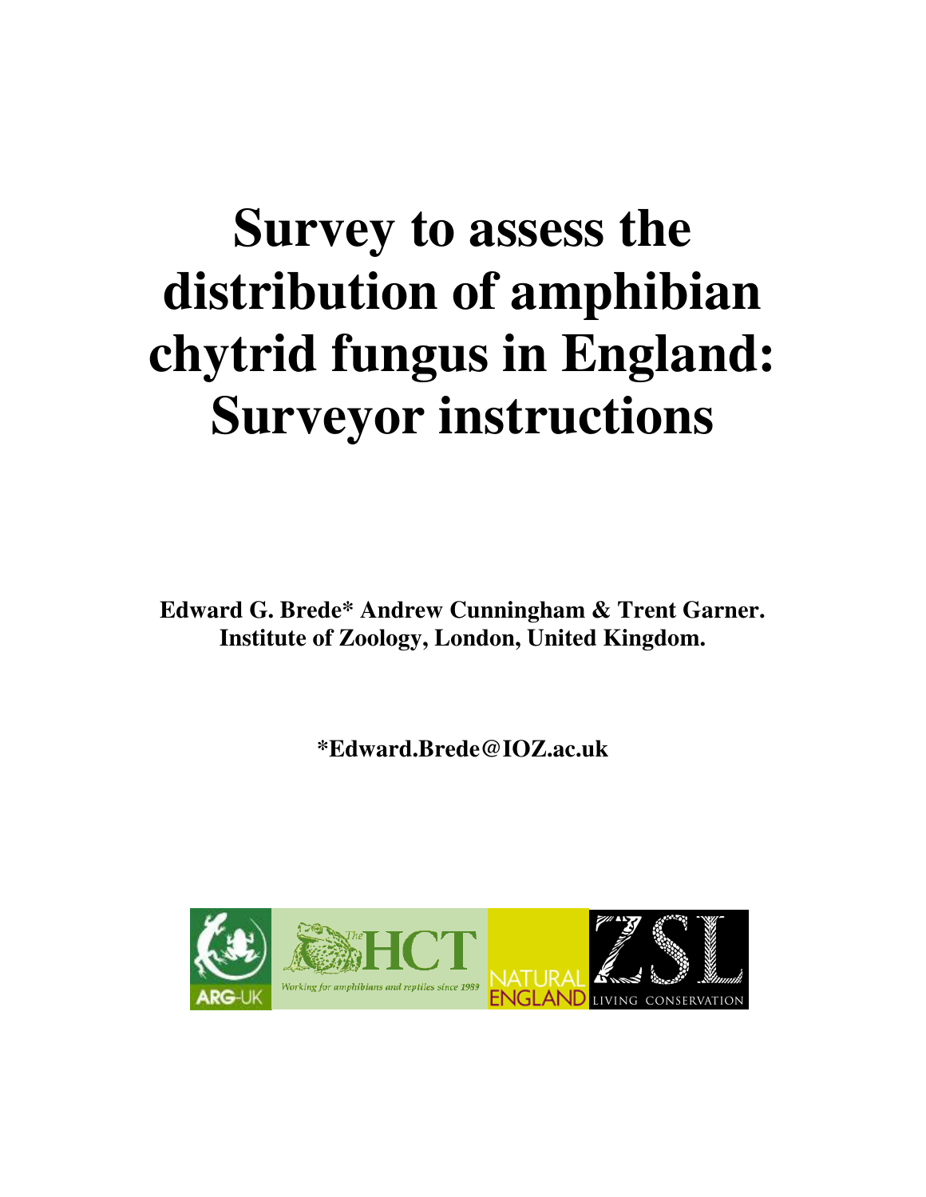# Survey to assess the distribution of amphibian chytrid fungus in England: Surveyor instructions

**Edward G. Brede* Andrew Cunningham & Trent Garner.**
**Institute of Zoology, London, United Kingdom.**

***Edward.Brede@IOZ.ac.uk**

ARG-UK

The HCT Working for amphibians and reptiles since 1989

NATURAL ENGLAND

ZSL LIVING CONSERVATION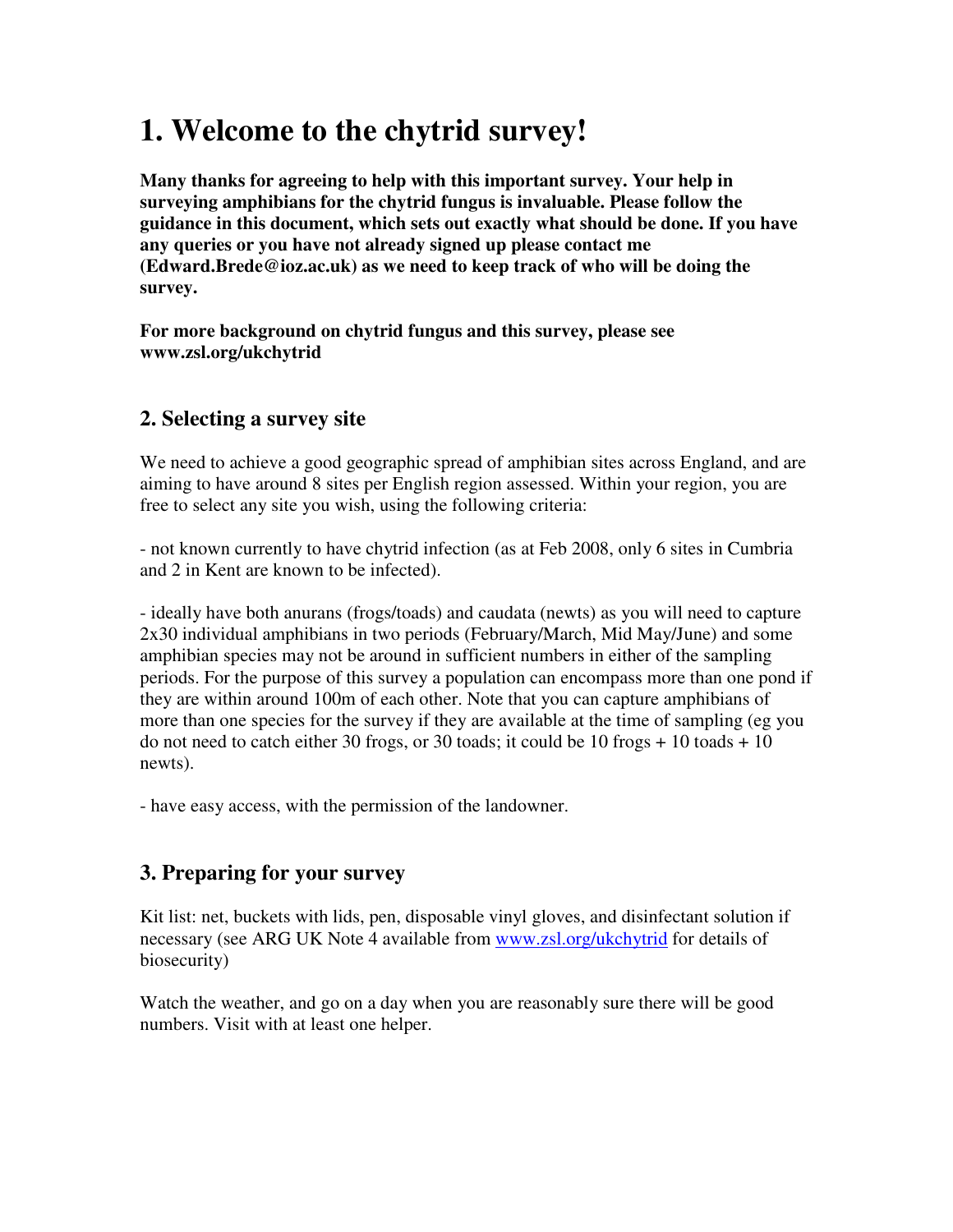# 1. Welcome to the chytrid survey!

**Many thanks for agreeing to help with this important survey. Your help in surveying amphibians for the chytrid fungus is invaluable. Please follow the guidance in this document, which sets out exactly what should be done. If you have any queries or you have not already signed up please contact me (Edward.Brede@ioz.ac.uk) as we need to keep track of who will be doing the survey.**

**For more background on chytrid fungus and this survey, please see www.zsl.org/ukchytrid**

## 2. Selecting a survey site

We need to achieve a good geographic spread of amphibian sites across England, and are aiming to have around 8 sites per English region assessed. Within your region, you are free to select any site you wish, using the following criteria:

- not known currently to have chytrid infection (as at Feb 2008, only 6 sites in Cumbria and 2 in Kent are known to be infected).

- ideally have both anurans (frogs/toads) and caudata (newts) as you will need to capture 2x30 individual amphibians in two periods (February/March, Mid May/June) and some amphibian species may not be around in sufficient numbers in either of the sampling periods. For the purpose of this survey a population can encompass more than one pond if they are within around 100m of each other. Note that you can capture amphibians of more than one species for the survey if they are available at the time of sampling (eg you do not need to catch either 30 frogs, or 30 toads; it could be 10 frogs + 10 toads + 10 newts).

- have easy access, with the permission of the landowner.

## 3. Preparing for your survey

Kit list: net, buckets with lids, pen, disposable vinyl gloves, and disinfectant solution if necessary (see ARG UK Note 4 available from [www.zsl.org/ukchytrid](www.zsl.org/ukchytrid) for details of biosecurity)

Watch the weather, and go on a day when you are reasonably sure there will be good numbers. Visit with at least one helper.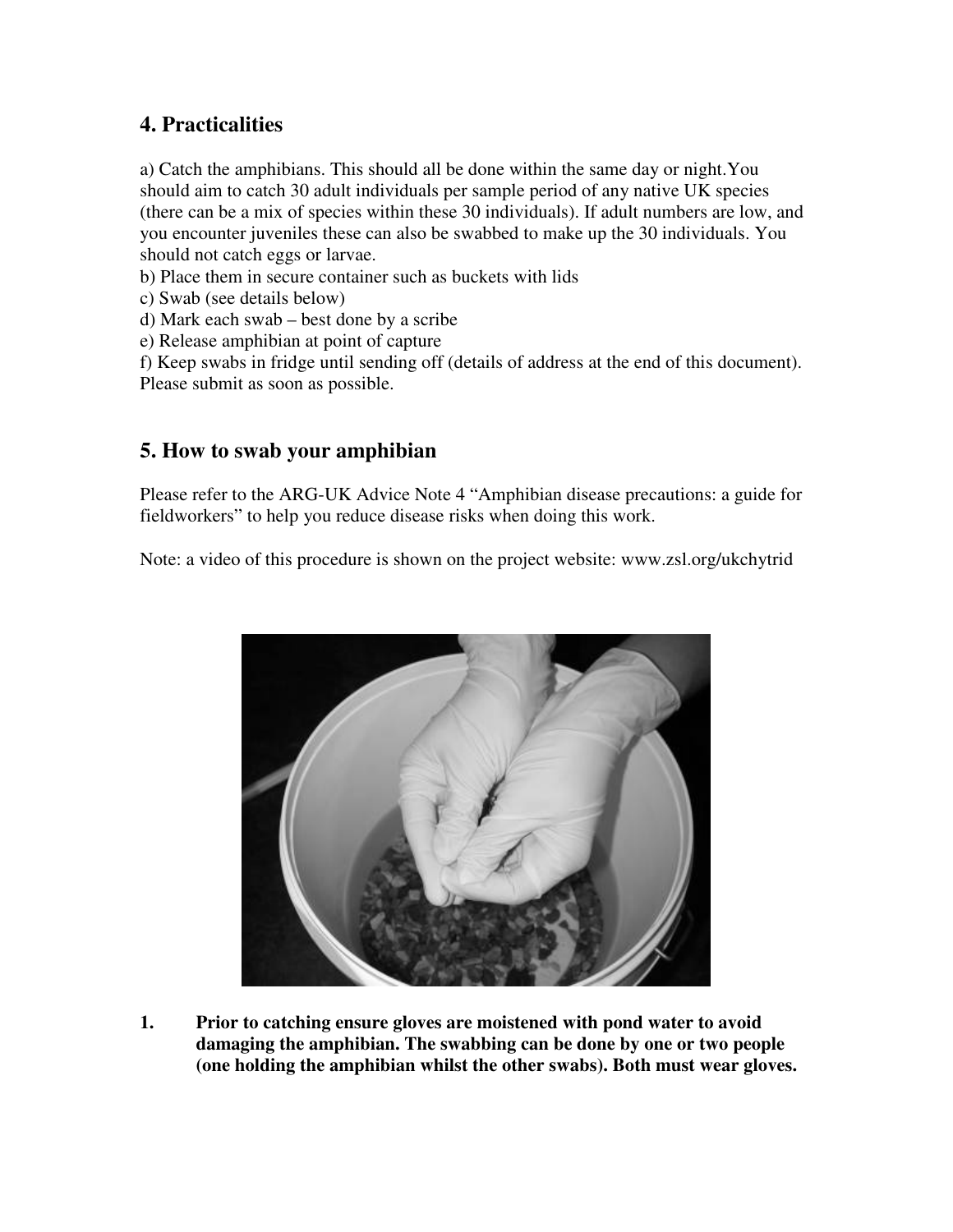## 4. Practicalities

a) Catch the amphibians. This should all be done within the same day or night.You should aim to catch 30 adult individuals per sample period of any native UK species (there can be a mix of species within these 30 individuals). If adult numbers are low, and you encounter juveniles these can also be swabbed to make up the 30 individuals. You should not catch eggs or larvae.

b) Place them in secure container such as buckets with lids

c) Swab (see details below)

d) Mark each swab – best done by a scribe

e) Release amphibian at point of capture

f) Keep swabs in fridge until sending off (details of address at the end of this document). Please submit as soon as possible.

## 5. How to swab your amphibian

Please refer to the ARG-UK Advice Note 4 "Amphibian disease precautions: a guide for fieldworkers" to help you reduce disease risks when doing this work.

Note: a video of this procedure is shown on the project website: www.zsl.org/ukchytrid

1. **Prior to catching ensure gloves are moistened with pond water to avoid damaging the amphibian. The swabbing can be done by one or two people (one holding the amphibian whilst the other swabs). Both must wear gloves.**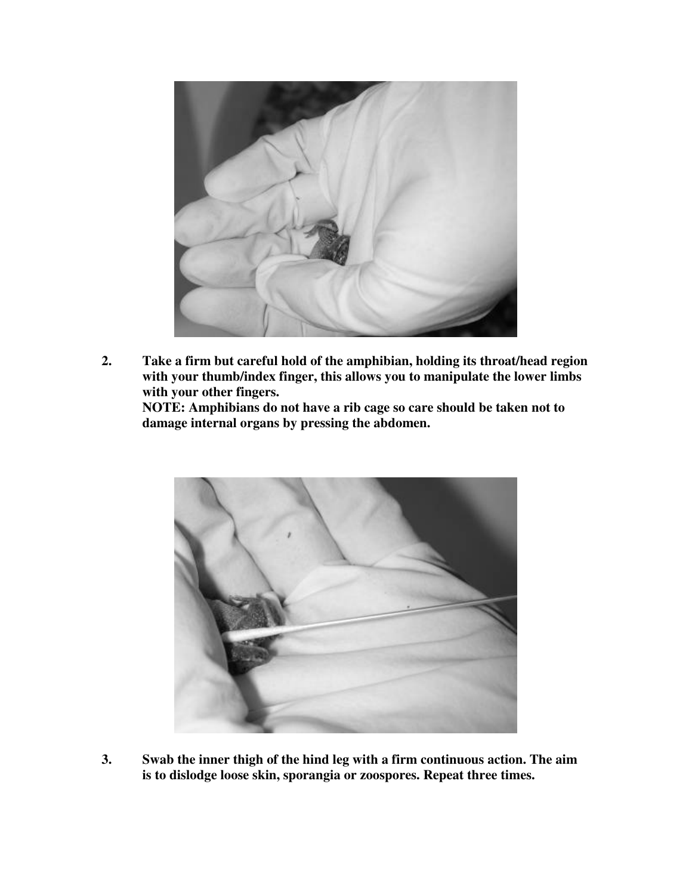2. **Take a firm but careful hold of the amphibian, holding its throat/head region with your thumb/index finger, this allows you to manipulate the lower limbs with your other fingers.**
   **NOTE: Amphibians do not have a rib cage so care should be taken not to damage internal organs by pressing the abdomen.**

3. **Swab the inner thigh of the hind leg with a firm continuous action. The aim is to dislodge loose skin, sporangia or zoospores. Repeat three times.**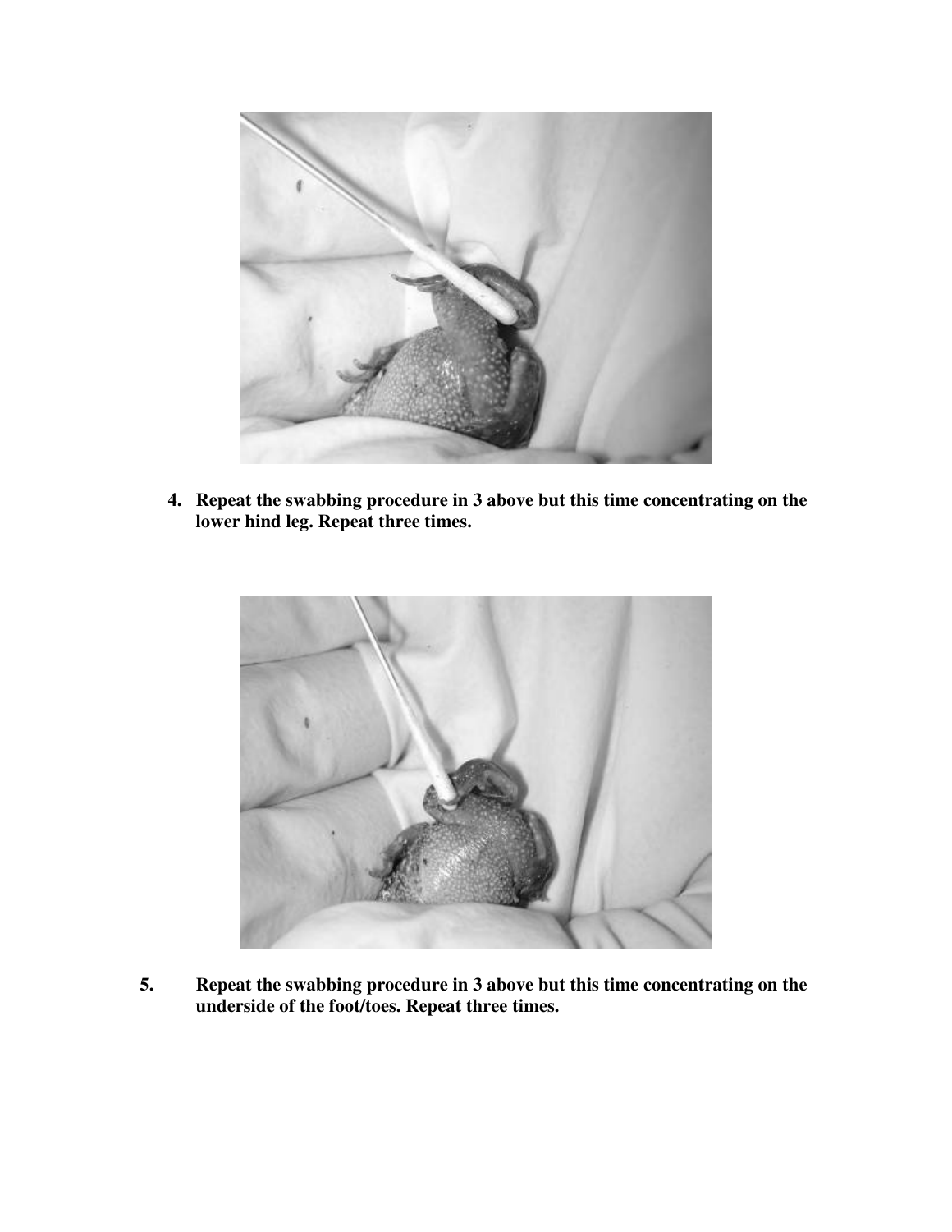4. **Repeat the swabbing procedure in 3 above but this time concentrating on the lower hind leg. Repeat three times.**

5. **Repeat the swabbing procedure in 3 above but this time concentrating on the underside of the foot/toes. Repeat three times.**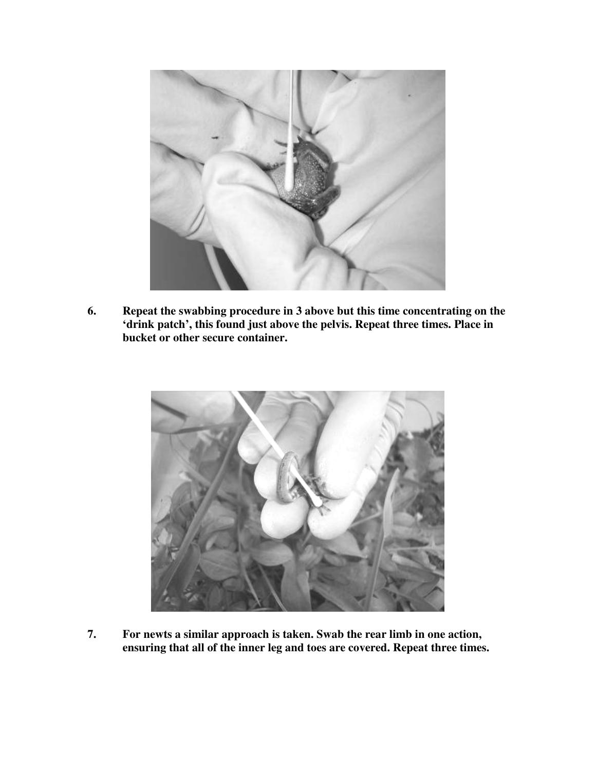**6. Repeat the swabbing procedure in 3 above but this time concentrating on the 'drink patch', this found just above the pelvis. Repeat three times. Place in bucket or other secure container.**

**7. For newts a similar approach is taken. Swab the rear limb in one action, ensuring that all of the inner leg and toes are covered. Repeat three times.**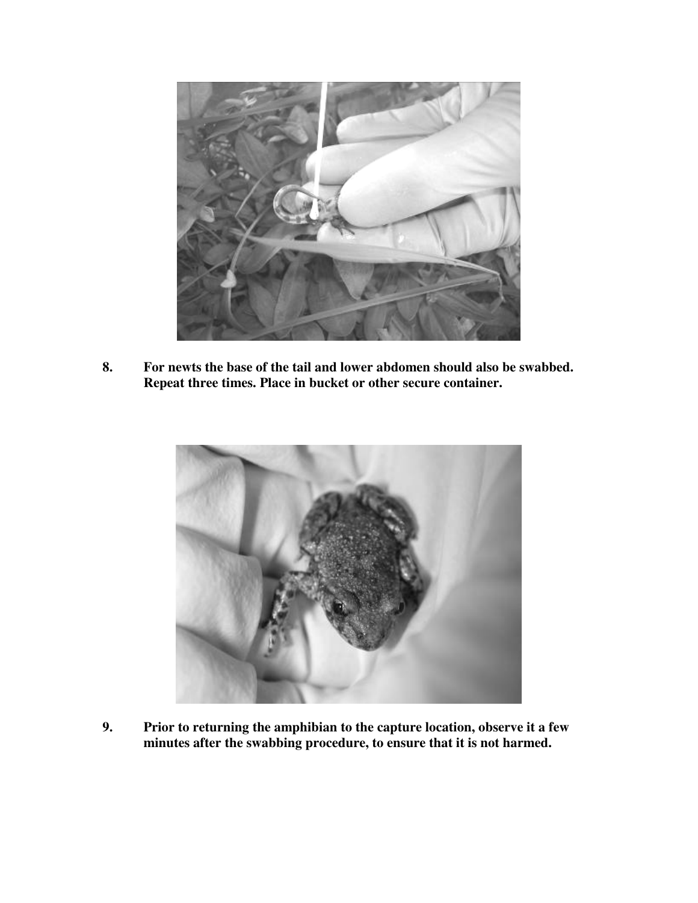8. For newts the base of the tail and lower abdomen should also be swabbed. Repeat three times. Place in bucket or other secure container.

9. Prior to returning the amphibian to the capture location, observe it a few minutes after the swabbing procedure, to ensure that it is not harmed.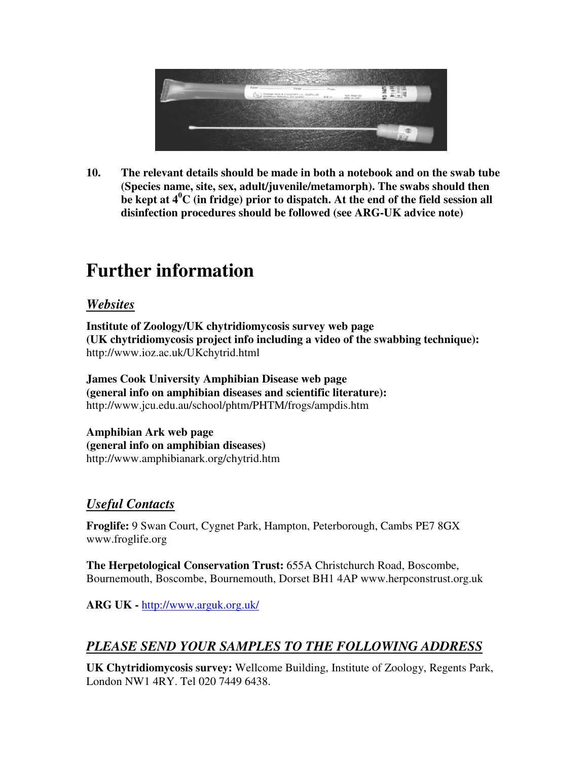10. **The relevant details should be made in both a notebook and on the swab tube (Species name, site, sex, adult/juvenile/metamorph). The swabs should then be kept at $4^0$C (in fridge) prior to dispatch. At the end of the field session all disinfection procedures should be followed (see ARG-UK advice note)**

# Further information

## *Websites*

**Institute of Zoology/UK chytridiomycosis survey web page (UK chytridiomycosis project info including a video of the swabbing technique):**
http://www.ioz.ac.uk/UKchytrid.html

**James Cook University Amphibian Disease web page (general info on amphibian diseases and scientific literature):**
http://www.jcu.edu.au/school/phtm/PHTM/frogs/ampdis.htm

**Amphibian Ark web page (general info on amphibian diseases)**
http://www.amphibianark.org/chytrid.htm

## *Useful Contacts*

**Froglife:** 9 Swan Court, Cygnet Park, Hampton, Peterborough, Cambs PE7 8GX www.froglife.org

**The Herpetological Conservation Trust:** 655A Christchurch Road, Boscombe, Bournemouth, Boscombe, Bournemouth, Dorset BH1 4AP www.herpconstrust.org.uk

**ARG UK -** http://www.arguk.org.uk/

## *PLEASE SEND YOUR SAMPLES TO THE FOLLOWING ADDRESS*

**UK Chytridiomycosis survey:** Wellcome Building, Institute of Zoology, Regents Park, London NW1 4RY. Tel 020 7449 6438.